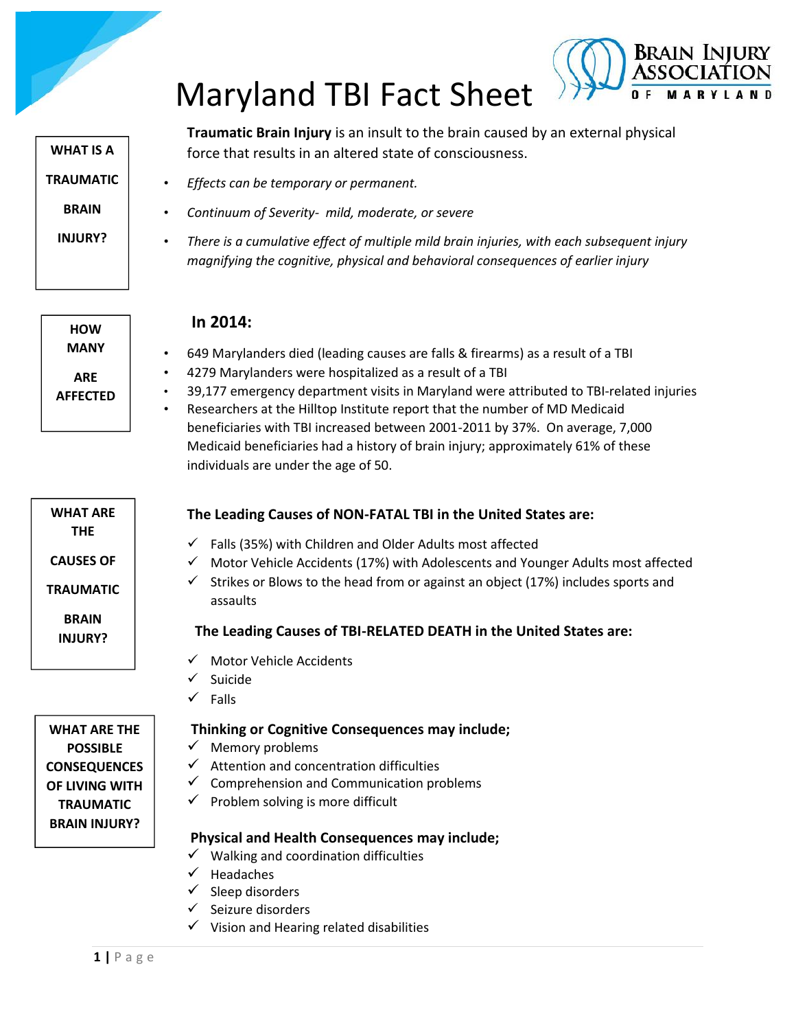# Maryland TBI Fact Sheet

BRAIN INJURY ASSOCIATION OF MARYLAND

## WHAT IS A TRAUMATIC BRAIN INJURY?

**Traumatic Brain Injury** is an insult to the brain caused by an external physical force that results in an altered state of consciousness.

- *Effects can be temporary or permanent.*
- *Continuum of Severity- mild, moderate, or severe*
- *There is a cumulative effect of multiple mild brain injuries, with each subsequent injury magnifying the cognitive, physical and behavioral consequences of earlier injury*

## HOW MANY ARE AFFECTED

**In 2014:**

- 649 Marylanders died (leading causes are falls & firearms) as a result of a TBI
- 4279 Marylanders were hospitalized as a result of a TBI
- 39,177 emergency department visits in Maryland were attributed to TBI-related injuries
- Researchers at the Hilltop Institute report that the number of MD Medicaid beneficiaries with TBI increased between 2001-2011 by 37%. On average, 7,000 Medicaid beneficiaries had a history of brain injury; approximately 61% of these individuals are under the age of 50.

## WHAT ARE THE CAUSES OF TRAUMATIC BRAIN INJURY?

**The Leading Causes of NON-FATAL TBI in the United States are:**

- ✓ Falls (35%) with Children and Older Adults most affected
- ✓ Motor Vehicle Accidents (17%) with Adolescents and Younger Adults most affected
- ✓ Strikes or Blows to the head from or against an object (17%) includes sports and assaults

**The Leading Causes of TBI-RELATED DEATH in the United States are:**

- ✓ Motor Vehicle Accidents
- ✓ Suicide
- ✓ Falls

## WHAT ARE THE POSSIBLE CONSEQUENCES OF LIVING WITH TRAUMATIC BRAIN INJURY?

**Thinking or Cognitive Consequences may include;**

- ✓ Memory problems
- ✓ Attention and concentration difficulties
- ✓ Comprehension and Communication problems
- ✓ Problem solving is more difficult

**Physical and Health Consequences may include;**

- ✓ Walking and coordination difficulties
- ✓ Headaches
- ✓ Sleep disorders
- ✓ Seizure disorders
- ✓ Vision and Hearing related disabilities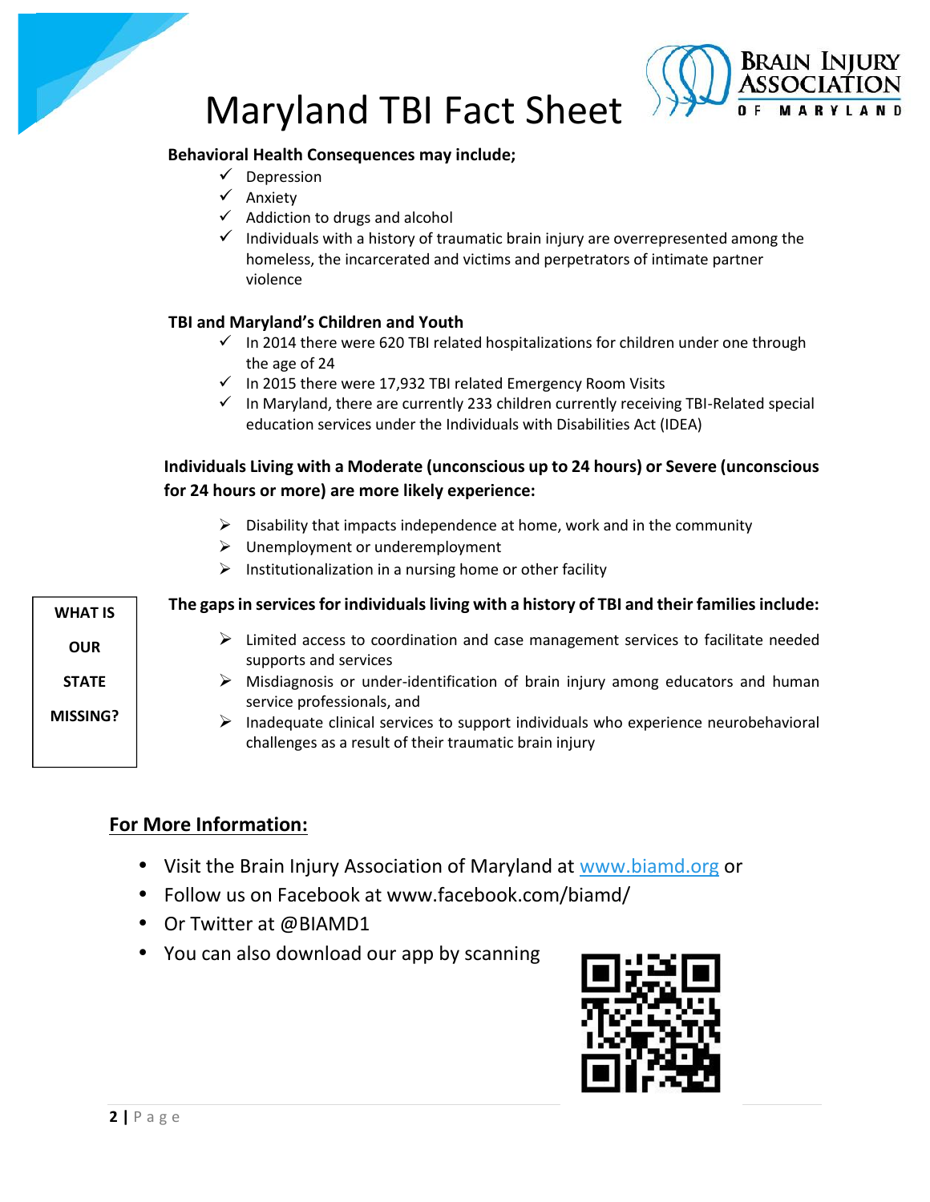# Maryland TBI Fact Sheet

**Behavioral Health Consequences may include;**

- Depression
- Anxiety
- Addiction to drugs and alcohol
- Individuals with a history of traumatic brain injury are overrepresented among the homeless, the incarcerated and victims and perpetrators of intimate partner violence

**TBI and Maryland's Children and Youth**

- In 2014 there were 620 TBI related hospitalizations for children under one through the age of 24
- In 2015 there were 17,932 TBI related Emergency Room Visits
- In Maryland, there are currently 233 children currently receiving TBI-Related special education services under the Individuals with Disabilities Act (IDEA)

**Individuals Living with a Moderate (unconscious up to 24 hours) or Severe (unconscious for 24 hours or more) are more likely experience:**

- Disability that impacts independence at home, work and in the community
- Unemployment or underemployment
- Institutionalization in a nursing home or other facility

**WHAT IS OUR STATE MISSING?**

**The gaps in services for individuals living with a history of TBI and their families include:**

- Limited access to coordination and case management services to facilitate needed supports and services
- Misdiagnosis or under-identification of brain injury among educators and human service professionals, and
- Inadequate clinical services to support individuals who experience neurobehavioral challenges as a result of their traumatic brain injury

## For More Information:

- Visit the Brain Injury Association of Maryland at www.biamd.org or
- Follow us on Facebook at www.facebook.com/biamd/
- Or Twitter at @BIAMD1
- You can also download our app by scanning